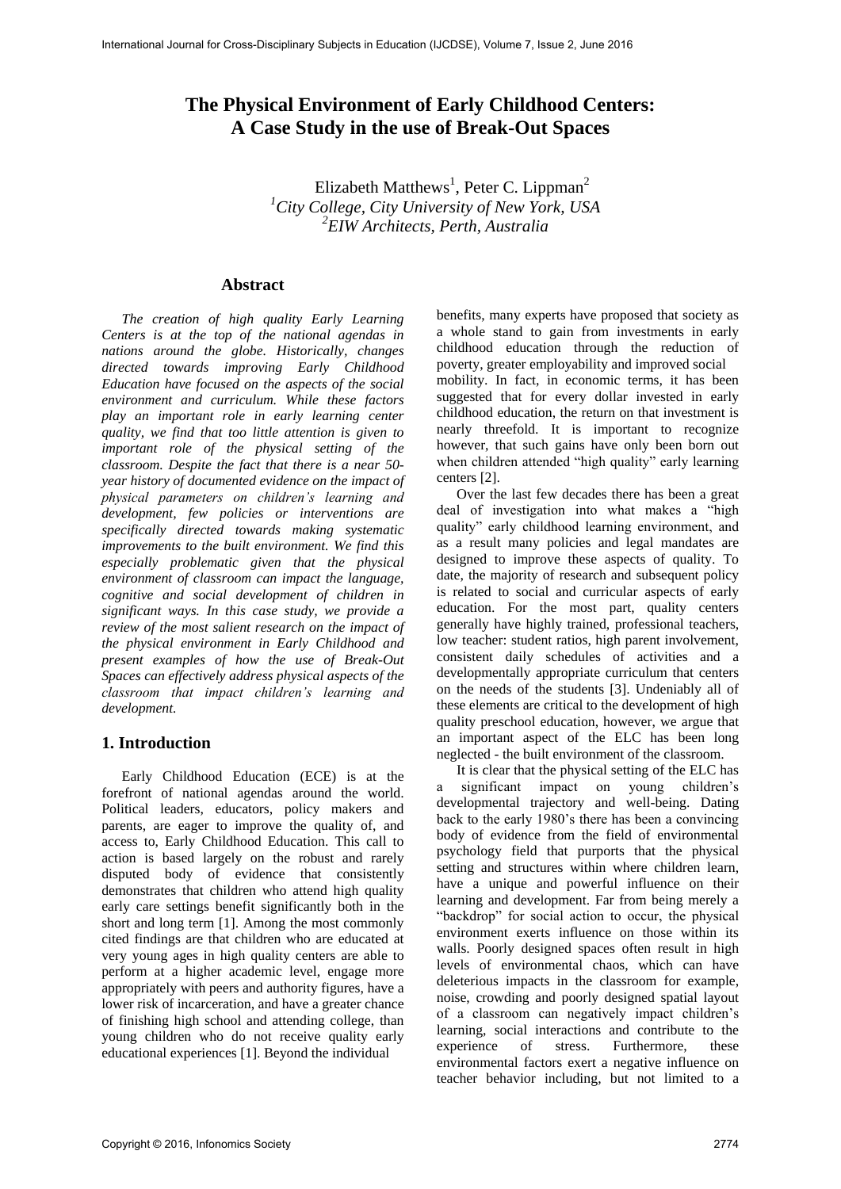# The Physical Environment of Early Childhood Centers: A Case Study in the use of Break-Out Spaces

Elizabeth Matthews[1], Peter C. Lippman[2]

[1]*City College, City University of New York, USA*

[2]*EIW Architects, Perth, Australia*

## Abstract

*The creation of high quality Early Learning Centers is at the top of the national agendas in nations around the globe. Historically, changes directed towards improving Early Childhood Education have focused on the aspects of the social environment and curriculum. While these factors play an important role in early learning center quality, we find that too little attention is given to important role of the physical setting of the classroom. Despite the fact that there is a near 50-year history of documented evidence on the impact of physical parameters on children's learning and development, few policies or interventions are specifically directed towards making systematic improvements to the built environment. We find this especially problematic given that the physical environment of classroom can impact the language, cognitive and social development of children in significant ways. In this case study, we provide a review of the most salient research on the impact of the physical environment in Early Childhood and present examples of how the use of Break-Out Spaces can effectively address physical aspects of the classroom that impact children's learning and development.*

## 1. Introduction

Early Childhood Education (ECE) is at the forefront of national agendas around the world. Political leaders, educators, policy makers and parents, are eager to improve the quality of, and access to, Early Childhood Education. This call to action is based largely on the robust and rarely disputed body of evidence that consistently demonstrates that children who attend high quality early care settings benefit significantly both in the short and long term [1]. Among the most commonly cited findings are that children who are educated at very young ages in high quality centers are able to perform at a higher academic level, engage more appropriately with peers and authority figures, have a lower risk of incarceration, and have a greater chance of finishing high school and attending college, than young children who do not receive quality early educational experiences [1]. Beyond the individual benefits, many experts have proposed that society as a whole stand to gain from investments in early childhood education through the reduction of poverty, greater employability and improved social mobility. In fact, in economic terms, it has been suggested that for every dollar invested in early childhood education, the return on that investment is nearly threefold. It is important to recognize however, that such gains have only been born out when children attended "high quality" early learning centers [2].

Over the last few decades there has been a great deal of investigation into what makes a "high quality" early childhood learning environment, and as a result many policies and legal mandates are designed to improve these aspects of quality. To date, the majority of research and subsequent policy is related to social and curricular aspects of early education. For the most part, quality centers generally have highly trained, professional teachers, low teacher: student ratios, high parent involvement, consistent daily schedules of activities and a developmentally appropriate curriculum that centers on the needs of the students [3]. Undeniably all of these elements are critical to the development of high quality preschool education, however, we argue that an important aspect of the ELC has been long neglected - the built environment of the classroom.

It is clear that the physical setting of the ELC has a significant impact on young children's developmental trajectory and well-being. Dating back to the early 1980's there has been a convincing body of evidence from the field of environmental psychology field that purports that the physical setting and structures within where children learn, have a unique and powerful influence on their learning and development. Far from being merely a "backdrop" for social action to occur, the physical environment exerts influence on those within its walls. Poorly designed spaces often result in high levels of environmental chaos, which can have deleterious impacts in the classroom for example, noise, crowding and poorly designed spatial layout of a classroom can negatively impact children's learning, social interactions and contribute to the experience of stress. Furthermore, these environmental factors exert a negative influence on teacher behavior including, but not limited to a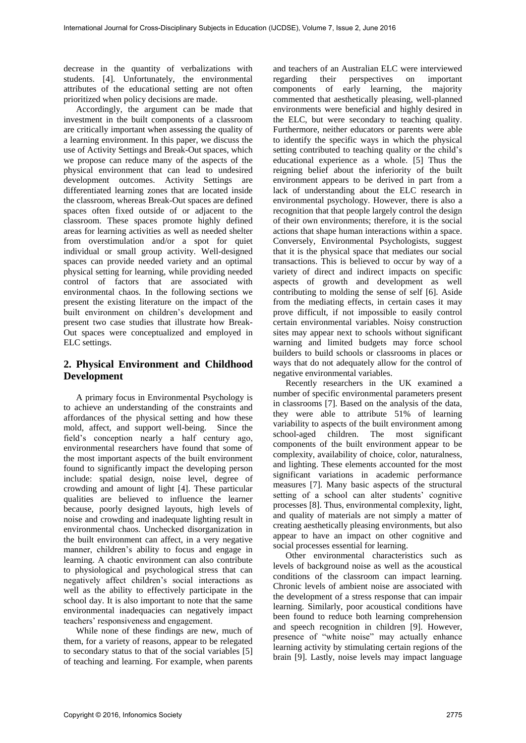decrease in the quantity of verbalizations with students. [4]. Unfortunately, the environmental attributes of the educational setting are not often prioritized when policy decisions are made.

Accordingly, the argument can be made that investment in the built components of a classroom are critically important when assessing the quality of a learning environment. In this paper, we discuss the use of Activity Settings and Break-Out spaces, which we propose can reduce many of the aspects of the physical environment that can lead to undesired development outcomes. Activity Settings are differentiated learning zones that are located inside the classroom, whereas Break-Out spaces are defined spaces often fixed outside of or adjacent to the classroom. These spaces promote highly defined areas for learning activities as well as needed shelter from overstimulation and/or a spot for quiet individual or small group activity. Well-designed spaces can provide needed variety and an optimal physical setting for learning, while providing needed control of factors that are associated with environmental chaos. In the following sections we present the existing literature on the impact of the built environment on children's development and present two case studies that illustrate how Break-Out spaces were conceptualized and employed in ELC settings.

## 2. Physical Environment and Childhood Development

A primary focus in Environmental Psychology is to achieve an understanding of the constraints and affordances of the physical setting and how these mold, affect, and support well-being. Since the field's conception nearly a half century ago, environmental researchers have found that some of the most important aspects of the built environment found to significantly impact the developing person include: spatial design, noise level, degree of crowding and amount of light [4]. These particular qualities are believed to influence the learner because, poorly designed layouts, high levels of noise and crowding and inadequate lighting result in environmental chaos. Unchecked disorganization in the built environment can affect, in a very negative manner, children's ability to focus and engage in learning. A chaotic environment can also contribute to physiological and psychological stress that can negatively affect children's social interactions as well as the ability to effectively participate in the school day. It is also important to note that the same environmental inadequacies can negatively impact teachers' responsiveness and engagement.

While none of these findings are new, much of them, for a variety of reasons, appear to be relegated to secondary status to that of the social variables [5] of teaching and learning. For example, when parents and teachers of an Australian ELC were interviewed regarding their perspectives on important components of early learning, the majority commented that aesthetically pleasing, well-planned environments were beneficial and highly desired in the ELC, but were secondary to teaching quality. Furthermore, neither educators or parents were able to identify the specific ways in which the physical setting contributed to teaching quality or the child's educational experience as a whole. [5] Thus the reigning belief about the inferiority of the built environment appears to be derived in part from a lack of understanding about the ELC research in environmental psychology. However, there is also a recognition that that people largely control the design of their own environments; therefore, it is the social actions that shape human interactions within a space. Conversely, Environmental Psychologists, suggest that it is the physical space that mediates our social transactions. This is believed to occur by way of a variety of direct and indirect impacts on specific aspects of growth and development as well contributing to molding the sense of self [6]. Aside from the mediating effects, in certain cases it may prove difficult, if not impossible to easily control certain environmental variables. Noisy construction sites may appear next to schools without significant warning and limited budgets may force school builders to build schools or classrooms in places or ways that do not adequately allow for the control of negative environmental variables.

Recently researchers in the UK examined a number of specific environmental parameters present in classrooms [7]. Based on the analysis of the data, they were able to attribute 51% of learning variability to aspects of the built environment among school-aged children. The most significant components of the built environment appear to be complexity, availability of choice, color, naturalness, and lighting. These elements accounted for the most significant variations in academic performance measures [7]. Many basic aspects of the structural setting of a school can alter students' cognitive processes [8]. Thus, environmental complexity, light, and quality of materials are not simply a matter of creating aesthetically pleasing environments, but also appear to have an impact on other cognitive and social processes essential for learning.

Other environmental characteristics such as levels of background noise as well as the acoustical conditions of the classroom can impact learning. Chronic levels of ambient noise are associated with the development of a stress response that can impair learning. Similarly, poor acoustical conditions have been found to reduce both learning comprehension and speech recognition in children [9]. However, presence of "white noise" may actually enhance learning activity by stimulating certain regions of the brain [9]. Lastly, noise levels may impact language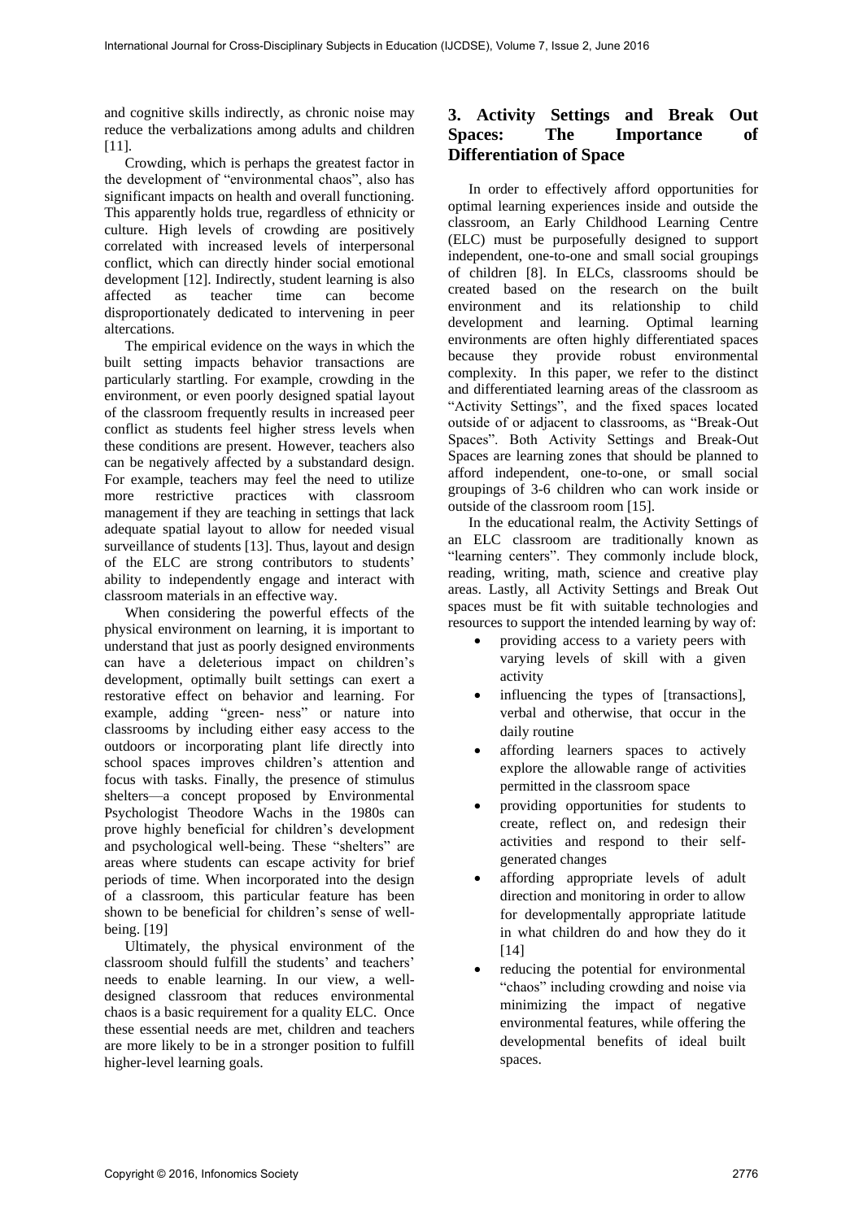and cognitive skills indirectly, as chronic noise may reduce the verbalizations among adults and children [11].

Crowding, which is perhaps the greatest factor in the development of "environmental chaos", also has significant impacts on health and overall functioning. This apparently holds true, regardless of ethnicity or culture. High levels of crowding are positively correlated with increased levels of interpersonal conflict, which can directly hinder social emotional development [12]. Indirectly, student learning is also affected as teacher time can become disproportionately dedicated to intervening in peer altercations.

The empirical evidence on the ways in which the built setting impacts behavior transactions are particularly startling. For example, crowding in the environment, or even poorly designed spatial layout of the classroom frequently results in increased peer conflict as students feel higher stress levels when these conditions are present. However, teachers also can be negatively affected by a substandard design. For example, teachers may feel the need to utilize more restrictive practices with classroom management if they are teaching in settings that lack adequate spatial layout to allow for needed visual surveillance of students [13]. Thus, layout and design of the ELC are strong contributors to students' ability to independently engage and interact with classroom materials in an effective way.

When considering the powerful effects of the physical environment on learning, it is important to understand that just as poorly designed environments can have a deleterious impact on children's development, optimally built settings can exert a restorative effect on behavior and learning. For example, adding "green- ness" or nature into classrooms by including either easy access to the outdoors or incorporating plant life directly into school spaces improves children's attention and focus with tasks. Finally, the presence of stimulus shelters—a concept proposed by Environmental Psychologist Theodore Wachs in the 1980s can prove highly beneficial for children's development and psychological well-being. These "shelters" are areas where students can escape activity for brief periods of time. When incorporated into the design of a classroom, this particular feature has been shown to be beneficial for children's sense of well-being. [19]

Ultimately, the physical environment of the classroom should fulfill the students' and teachers' needs to enable learning. In our view, a well-designed classroom that reduces environmental chaos is a basic requirement for a quality ELC. Once these essential needs are met, children and teachers are more likely to be in a stronger position to fulfill higher-level learning goals.

## 3. Activity Settings and Break Out Spaces: The Importance of Differentiation of Space

In order to effectively afford opportunities for optimal learning experiences inside and outside the classroom, an Early Childhood Learning Centre (ELC) must be purposefully designed to support independent, one-to-one and small social groupings of children [8]. In ELCs, classrooms should be created based on the research on the built environment and its relationship to child development and learning. Optimal learning environments are often highly differentiated spaces because they provide robust environmental complexity. In this paper, we refer to the distinct and differentiated learning areas of the classroom as "Activity Settings", and the fixed spaces located outside of or adjacent to classrooms, as "Break-Out Spaces". Both Activity Settings and Break-Out Spaces are learning zones that should be planned to afford independent, one-to-one, or small social groupings of 3-6 children who can work inside or outside of the classroom room [15].

In the educational realm, the Activity Settings of an ELC classroom are traditionally known as "learning centers". They commonly include block, reading, writing, math, science and creative play areas. Lastly, all Activity Settings and Break Out spaces must be fit with suitable technologies and resources to support the intended learning by way of:

- providing access to a variety peers with varying levels of skill with a given activity
- influencing the types of [transactions], verbal and otherwise, that occur in the daily routine
- affording learners spaces to actively explore the allowable range of activities permitted in the classroom space
- providing opportunities for students to create, reflect on, and redesign their activities and respond to their self-generated changes
- affording appropriate levels of adult direction and monitoring in order to allow for developmentally appropriate latitude in what children do and how they do it [14]
- reducing the potential for environmental "chaos" including crowding and noise via minimizing the impact of negative environmental features, while offering the developmental benefits of ideal built spaces.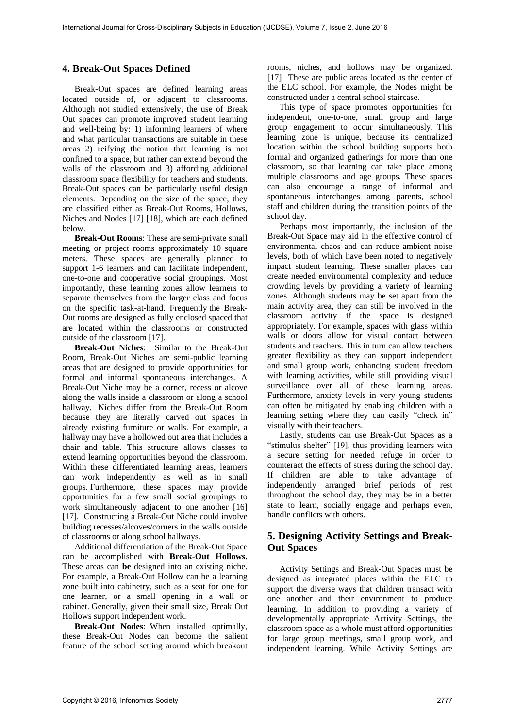## 4. Break-Out Spaces Defined

Break-Out spaces are defined learning areas located outside of, or adjacent to classrooms. Although not studied extensively, the use of Break Out spaces can promote improved student learning and well-being by: 1) informing learners of where and what particular transactions are suitable in these areas 2) reifying the notion that learning is not confined to a space, but rather can extend beyond the walls of the classroom and 3) affording additional classroom space flexibility for teachers and students. Break-Out spaces can be particularly useful design elements. Depending on the size of the space, they are classified either as Break-Out Rooms, Hollows, Niches and Nodes [17] [18], which are each defined below.

**Break-Out Rooms**: These are semi-private small meeting or project rooms approximately 10 square meters. These spaces are generally planned to support 1-6 learners and can facilitate independent, one-to-one and cooperative social groupings. Most importantly, these learning zones allow learners to separate themselves from the larger class and focus on the specific task-at-hand. Frequently the Break-Out rooms are designed as fully enclosed spaced that are located within the classrooms or constructed outside of the classroom [17].

**Break-Out Niches**: Similar to the Break-Out Room, Break-Out Niches are semi-public learning areas that are designed to provide opportunities for formal and informal spontaneous interchanges. A Break-Out Niche may be a corner, recess or alcove along the walls inside a classroom or along a school hallway. Niches differ from the Break-Out Room because they are literally carved out spaces in already existing furniture or walls. For example, a hallway may have a hollowed out area that includes a chair and table. This structure allows classes to extend learning opportunities beyond the classroom. Within these differentiated learning areas, learners can work independently as well as in small groups. Furthermore, these spaces may provide opportunities for a few small social groupings to work simultaneously adjacent to one another [16] [17]. Constructing a Break-Out Niche could involve building recesses/alcoves/corners in the walls outside of classrooms or along school hallways.

Additional differentiation of the Break-Out Space can be accomplished with **Break-Out Hollows.** These areas can **be** designed into an existing niche. For example, a Break-Out Hollow can be a learning zone built into cabinetry, such as a seat for one for one learner, or a small opening in a wall or cabinet. Generally, given their small size, Break Out Hollows support independent work.

**Break-Out Nodes**: When installed optimally, these Break-Out Nodes can become the salient feature of the school setting around which breakout rooms, niches, and hollows may be organized. [17] These are public areas located as the center of the ELC school. For example, the Nodes might be constructed under a central school staircase.

This type of space promotes opportunities for independent, one-to-one, small group and large group engagement to occur simultaneously. This learning zone is unique, because its centralized location within the school building supports both formal and organized gatherings for more than one classroom, so that learning can take place among multiple classrooms and age groups. These spaces can also encourage a range of informal and spontaneous interchanges among parents, school staff and children during the transition points of the school day.

Perhaps most importantly, the inclusion of the Break-Out Space may aid in the effective control of environmental chaos and can reduce ambient noise levels, both of which have been noted to negatively impact student learning. These smaller places can create needed environmental complexity and reduce crowding levels by providing a variety of learning zones. Although students may be set apart from the main activity area, they can still be involved in the classroom activity if the space is designed appropriately. For example, spaces with glass within walls or doors allow for visual contact between students and teachers. This in turn can allow teachers greater flexibility as they can support independent and small group work, enhancing student freedom with learning activities, while still providing visual surveillance over all of these learning areas. Furthermore, anxiety levels in very young students can often be mitigated by enabling children with a learning setting where they can easily "check in" visually with their teachers.

Lastly, students can use Break-Out Spaces as a "stimulus shelter" [19], thus providing learners with a secure setting for needed refuge in order to counteract the effects of stress during the school day. If children are able to take advantage of independently arranged brief periods of rest throughout the school day, they may be in a better state to learn, socially engage and perhaps even, handle conflicts with others.

## 5. Designing Activity Settings and Break-Out Spaces

Activity Settings and Break-Out Spaces must be designed as integrated places within the ELC to support the diverse ways that children transact with one another and their environment to produce learning. In addition to providing a variety of developmentally appropriate Activity Settings, the classroom space as a whole must afford opportunities for large group meetings, small group work, and independent learning. While Activity Settings are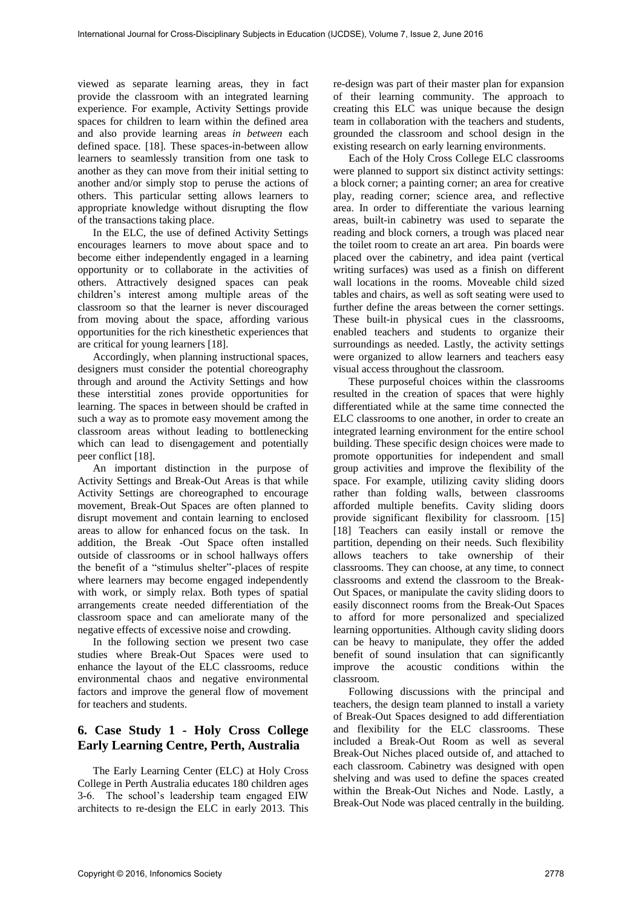viewed as separate learning areas, they in fact provide the classroom with an integrated learning experience. For example, Activity Settings provide spaces for children to learn within the defined area and also provide learning areas *in between* each defined space. [18]. These spaces-in-between allow learners to seamlessly transition from one task to another as they can move from their initial setting to another and/or simply stop to peruse the actions of others. This particular setting allows learners to appropriate knowledge without disrupting the flow of the transactions taking place.

In the ELC, the use of defined Activity Settings encourages learners to move about space and to become either independently engaged in a learning opportunity or to collaborate in the activities of others. Attractively designed spaces can peak children's interest among multiple areas of the classroom so that the learner is never discouraged from moving about the space, affording various opportunities for the rich kinesthetic experiences that are critical for young learners [18].

Accordingly, when planning instructional spaces, designers must consider the potential choreography through and around the Activity Settings and how these interstitial zones provide opportunities for learning. The spaces in between should be crafted in such a way as to promote easy movement among the classroom areas without leading to bottlenecking which can lead to disengagement and potentially peer conflict [18].

An important distinction in the purpose of Activity Settings and Break-Out Areas is that while Activity Settings are choreographed to encourage movement, Break-Out Spaces are often planned to disrupt movement and contain learning to enclosed areas to allow for enhanced focus on the task. In addition, the Break -Out Space often installed outside of classrooms or in school hallways offers the benefit of a "stimulus shelter"-places of respite where learners may become engaged independently with work, or simply relax. Both types of spatial arrangements create needed differentiation of the classroom space and can ameliorate many of the negative effects of excessive noise and crowding.

In the following section we present two case studies where Break-Out Spaces were used to enhance the layout of the ELC classrooms, reduce environmental chaos and negative environmental factors and improve the general flow of movement for teachers and students.

## 6. Case Study 1 - Holy Cross College Early Learning Centre, Perth, Australia

The Early Learning Center (ELC) at Holy Cross College in Perth Australia educates 180 children ages 3-6. The school's leadership team engaged EIW architects to re-design the ELC in early 2013. This re-design was part of their master plan for expansion of their learning community. The approach to creating this ELC was unique because the design team in collaboration with the teachers and students, grounded the classroom and school design in the existing research on early learning environments.

Each of the Holy Cross College ELC classrooms were planned to support six distinct activity settings: a block corner; a painting corner; an area for creative play, reading corner; science area, and reflective area. In order to differentiate the various learning areas, built-in cabinetry was used to separate the reading and block corners, a trough was placed near the toilet room to create an art area. Pin boards were placed over the cabinetry, and idea paint (vertical writing surfaces) was used as a finish on different wall locations in the rooms. Moveable child sized tables and chairs, as well as soft seating were used to further define the areas between the corner settings. These built-in physical cues in the classrooms, enabled teachers and students to organize their surroundings as needed. Lastly, the activity settings were organized to allow learners and teachers easy visual access throughout the classroom.

These purposeful choices within the classrooms resulted in the creation of spaces that were highly differentiated while at the same time connected the ELC classrooms to one another, in order to create an integrated learning environment for the entire school building. These specific design choices were made to promote opportunities for independent and small group activities and improve the flexibility of the space. For example, utilizing cavity sliding doors rather than folding walls, between classrooms afforded multiple benefits. Cavity sliding doors provide significant flexibility for classroom. [15] [18] Teachers can easily install or remove the partition, depending on their needs. Such flexibility allows teachers to take ownership of their classrooms. They can choose, at any time, to connect classrooms and extend the classroom to the Break-Out Spaces, or manipulate the cavity sliding doors to easily disconnect rooms from the Break-Out Spaces to afford for more personalized and specialized learning opportunities. Although cavity sliding doors can be heavy to manipulate, they offer the added benefit of sound insulation that can significantly improve the acoustic conditions within the classroom.

Following discussions with the principal and teachers, the design team planned to install a variety of Break-Out Spaces designed to add differentiation and flexibility for the ELC classrooms. These included a Break-Out Room as well as several Break-Out Niches placed outside of, and attached to each classroom. Cabinetry was designed with open shelving and was used to define the spaces created within the Break-Out Niches and Node. Lastly, a Break-Out Node was placed centrally in the building.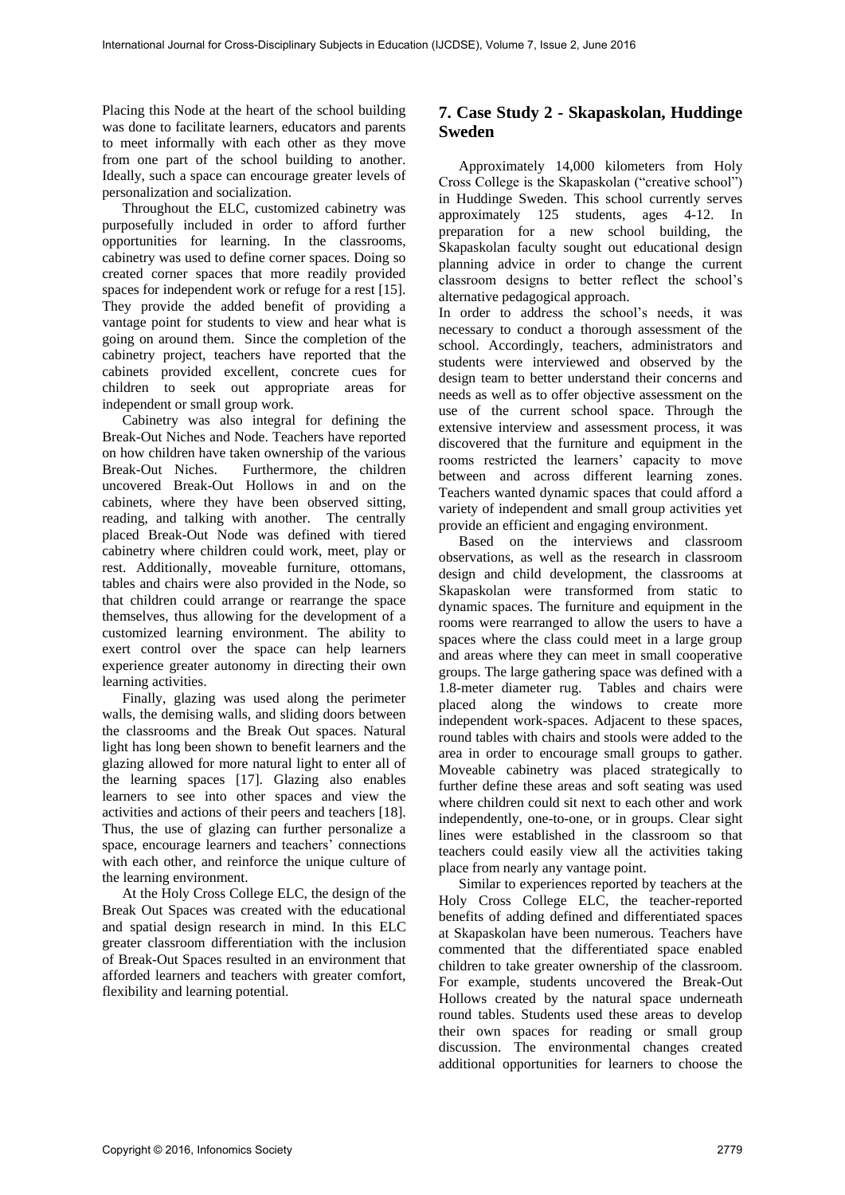Placing this Node at the heart of the school building was done to facilitate learners, educators and parents to meet informally with each other as they move from one part of the school building to another. Ideally, such a space can encourage greater levels of personalization and socialization.

Throughout the ELC, customized cabinetry was purposefully included in order to afford further opportunities for learning. In the classrooms, cabinetry was used to define corner spaces. Doing so created corner spaces that more readily provided spaces for independent work or refuge for a rest [15]. They provide the added benefit of providing a vantage point for students to view and hear what is going on around them. Since the completion of the cabinetry project, teachers have reported that the cabinets provided excellent, concrete cues for children to seek out appropriate areas for independent or small group work.

Cabinetry was also integral for defining the Break-Out Niches and Node. Teachers have reported on how children have taken ownership of the various Break-Out Niches. Furthermore, the children uncovered Break-Out Hollows in and on the cabinets, where they have been observed sitting, reading, and talking with another. The centrally placed Break-Out Node was defined with tiered cabinetry where children could work, meet, play or rest. Additionally, moveable furniture, ottomans, tables and chairs were also provided in the Node, so that children could arrange or rearrange the space themselves, thus allowing for the development of a customized learning environment. The ability to exert control over the space can help learners experience greater autonomy in directing their own learning activities.

Finally, glazing was used along the perimeter walls, the demising walls, and sliding doors between the classrooms and the Break Out spaces. Natural light has long been shown to benefit learners and the glazing allowed for more natural light to enter all of the learning spaces [17]. Glazing also enables learners to see into other spaces and view the activities and actions of their peers and teachers [18]. Thus, the use of glazing can further personalize a space, encourage learners and teachers' connections with each other, and reinforce the unique culture of the learning environment.

At the Holy Cross College ELC, the design of the Break Out Spaces was created with the educational and spatial design research in mind. In this ELC greater classroom differentiation with the inclusion of Break-Out Spaces resulted in an environment that afforded learners and teachers with greater comfort, flexibility and learning potential.

## 7. Case Study 2 - Skapaskolan, Huddinge Sweden

Approximately 14,000 kilometers from Holy Cross College is the Skapaskolan ("creative school") in Huddinge Sweden. This school currently serves approximately 125 students, ages 4-12. In preparation for a new school building, the Skapaskolan faculty sought out educational design planning advice in order to change the current classroom designs to better reflect the school's alternative pedagogical approach.

In order to address the school's needs, it was necessary to conduct a thorough assessment of the school. Accordingly, teachers, administrators and students were interviewed and observed by the design team to better understand their concerns and needs as well as to offer objective assessment on the use of the current school space. Through the extensive interview and assessment process, it was discovered that the furniture and equipment in the rooms restricted the learners' capacity to move between and across different learning zones. Teachers wanted dynamic spaces that could afford a variety of independent and small group activities yet provide an efficient and engaging environment.

Based on the interviews and classroom observations, as well as the research in classroom design and child development, the classrooms at Skapaskolan were transformed from static to dynamic spaces. The furniture and equipment in the rooms were rearranged to allow the users to have a spaces where the class could meet in a large group and areas where they can meet in small cooperative groups. The large gathering space was defined with a 1.8-meter diameter rug. Tables and chairs were placed along the windows to create more independent work-spaces. Adjacent to these spaces, round tables with chairs and stools were added to the area in order to encourage small groups to gather. Moveable cabinetry was placed strategically to further define these areas and soft seating was used where children could sit next to each other and work independently, one-to-one, or in groups. Clear sight lines were established in the classroom so that teachers could easily view all the activities taking place from nearly any vantage point.

Similar to experiences reported by teachers at the Holy Cross College ELC, the teacher-reported benefits of adding defined and differentiated spaces at Skapaskolan have been numerous. Teachers have commented that the differentiated space enabled children to take greater ownership of the classroom. For example, students uncovered the Break-Out Hollows created by the natural space underneath round tables. Students used these areas to develop their own spaces for reading or small group discussion. The environmental changes created additional opportunities for learners to choose the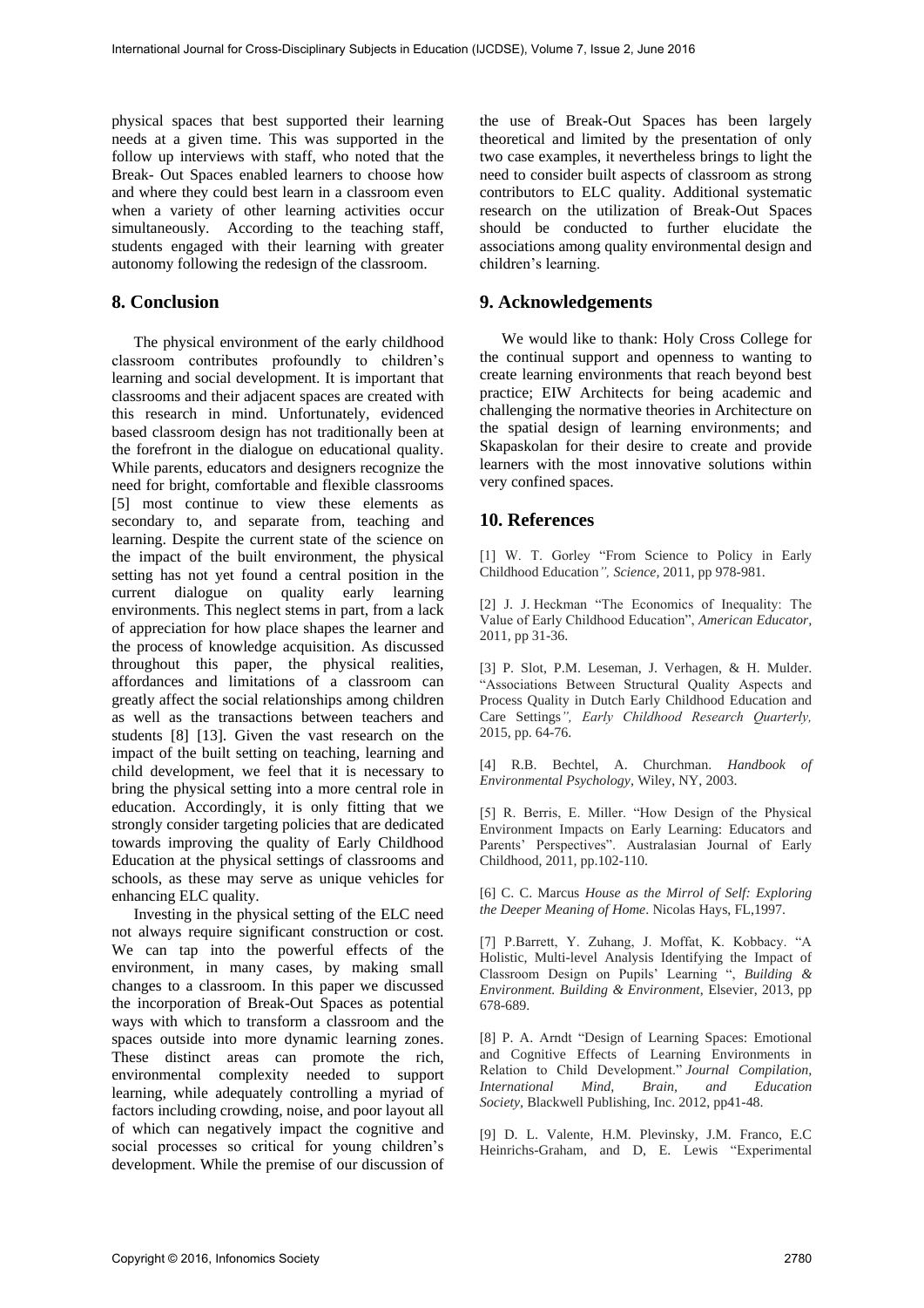physical spaces that best supported their learning needs at a given time. This was supported in the follow up interviews with staff, who noted that the Break- Out Spaces enabled learners to choose how and where they could best learn in a classroom even when a variety of other learning activities occur simultaneously. According to the teaching staff, students engaged with their learning with greater autonomy following the redesign of the classroom.

## 8. Conclusion

The physical environment of the early childhood classroom contributes profoundly to children's learning and social development. It is important that classrooms and their adjacent spaces are created with this research in mind. Unfortunately, evidenced based classroom design has not traditionally been at the forefront in the dialogue on educational quality. While parents, educators and designers recognize the need for bright, comfortable and flexible classrooms [5] most continue to view these elements as secondary to, and separate from, teaching and learning. Despite the current state of the science on the impact of the built environment, the physical setting has not yet found a central position in the current dialogue on quality early learning environments. This neglect stems in part, from a lack of appreciation for how place shapes the learner and the process of knowledge acquisition. As discussed throughout this paper, the physical realities, affordances and limitations of a classroom can greatly affect the social relationships among children as well as the transactions between teachers and students [8] [13]. Given the vast research on the impact of the built setting on teaching, learning and child development, we feel that it is necessary to bring the physical setting into a more central role in education. Accordingly, it is only fitting that we strongly consider targeting policies that are dedicated towards improving the quality of Early Childhood Education at the physical settings of classrooms and schools, as these may serve as unique vehicles for enhancing ELC quality.

Investing in the physical setting of the ELC need not always require significant construction or cost. We can tap into the powerful effects of the environment, in many cases, by making small changes to a classroom. In this paper we discussed the incorporation of Break-Out Spaces as potential ways with which to transform a classroom and the spaces outside into more dynamic learning zones. These distinct areas can promote the rich, environmental complexity needed to support learning, while adequately controlling a myriad of factors including crowding, noise, and poor layout all of which can negatively impact the cognitive and social processes so critical for young children's development. While the premise of our discussion of the use of Break-Out Spaces has been largely theoretical and limited by the presentation of only two case examples, it nevertheless brings to light the need to consider built aspects of classroom as strong contributors to ELC quality. Additional systematic research on the utilization of Break-Out Spaces should be conducted to further elucidate the associations among quality environmental design and children's learning.

## 9. Acknowledgements

We would like to thank: Holy Cross College for the continual support and openness to wanting to create learning environments that reach beyond best practice; EIW Architects for being academic and challenging the normative theories in Architecture on the spatial design of learning environments; and Skapaskolan for their desire to create and provide learners with the most innovative solutions within very confined spaces.

## 10. References

[1] W. T. Gorley "From Science to Policy in Early Childhood Education*", Science,* 2011, pp 978-981.

[2] J. J. Heckman "The Economics of Inequality: The Value of Early Childhood Education", *American Educator*, 2011, pp 31-36.

[3] P. Slot, P.M. Leseman, J. Verhagen, & H. Mulder. "Associations Between Structural Quality Aspects and Process Quality in Dutch Early Childhood Education and Care Settings*", Early Childhood Research Quarterly,* 2015, pp. 64-76.

[4] R.B. Bechtel, A. Churchman. *Handbook of Environmental Psychology*, Wiley, NY, 2003.

[5] R. Berris, E. Miller. "How Design of the Physical Environment Impacts on Early Learning: Educators and Parents' Perspectives". Australasian Journal of Early Childhood, 2011, pp.102-110.

[6] C. C. Marcus *House as the Mirrol of Self: Exploring the Deeper Meaning of Home*. Nicolas Hays, FL,1997.

[7] P.Barrett, Y. Zuhang, J. Moffat, K. Kobbacy. "A Holistic, Multi-level Analysis Identifying the Impact of Classroom Design on Pupils' Learning ", *Building & Environment. Building & Environment*, Elsevier, 2013, pp 678-689.

[8] P. A. Arndt "Design of Learning Spaces: Emotional and Cognitive Effects of Learning Environments in Relation to Child Development." *Journal Compilation, International Mind, Brain, and Education Society*, Blackwell Publishing, Inc. 2012, pp41-48.

[9] D. L. Valente, H.M. Plevinsky, J.M. Franco, E.C Heinrichs-Graham, and D, E. Lewis "Experimental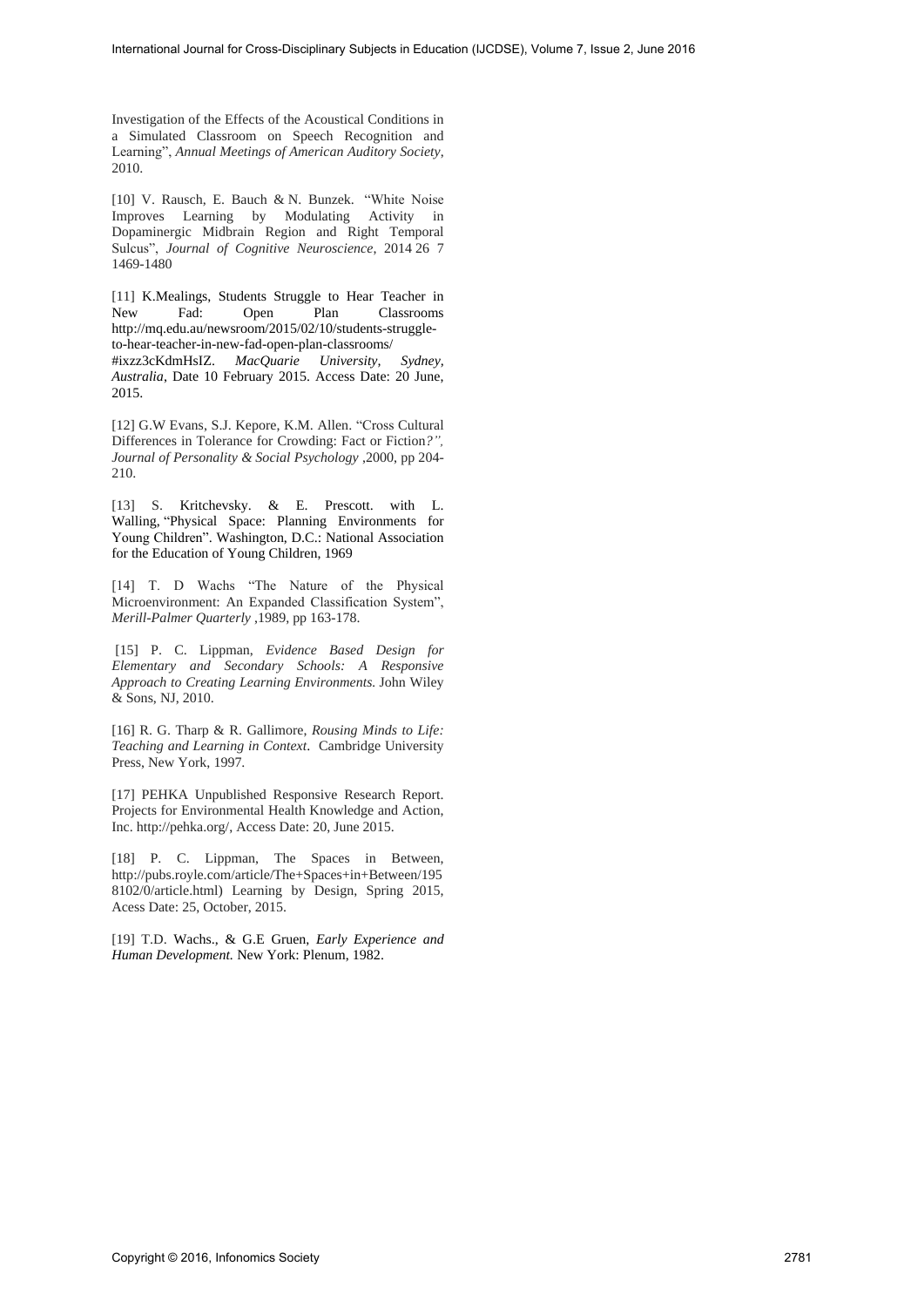Investigation of the Effects of the Acoustical Conditions in a Simulated Classroom on Speech Recognition and Learning", *Annual Meetings of American Auditory Society*, 2010.

[10] V. Rausch, E. Bauch & N. Bunzek. "White Noise Improves Learning by Modulating Activity in Dopaminergic Midbrain Region and Right Temporal Sulcus", *Journal of Cognitive Neuroscience*, 2014 26 7 1469-1480

[11] K.Mealings, Students Struggle to Hear Teacher in New Fad: Open Plan Classrooms http://mq.edu.au/newsroom/2015/02/10/students-struggle-to-hear-teacher-in-new-fad-open-plan-classrooms/ #ixzz3cKdmHsIZ. *MacQuarie University, Sydney, Australia*, Date 10 February 2015. Access Date: 20 June, 2015.

[12] G.W Evans, S.J. Kepore, K.M. Allen. "Cross Cultural Differences in Tolerance for Crowding: Fact or Fiction*?", Journal of Personality & Social Psychology* ,2000, pp 204-210.

[13] S. Kritchevsky. & E. Prescott. with L. Walling, "Physical Space: Planning Environments for Young Children". Washington, D.C.: National Association for the Education of Young Children, 1969

[14] T. D Wachs "The Nature of the Physical Microenvironment: An Expanded Classification System", *Merill-Palmer Quarterly* ,1989, pp 163-178.

[15] P. C. Lippman, *Evidence Based Design for Elementary and Secondary Schools: A Responsive Approach to Creating Learning Environments.* John Wiley & Sons, NJ, 2010.

[16] R. G. Tharp & R. Gallimore, *Rousing Minds to Life: Teaching and Learning in Context*. Cambridge University Press, New York, 1997.

[17] PEHKA Unpublished Responsive Research Report. Projects for Environmental Health Knowledge and Action, Inc. http://pehka.org/, Access Date: 20, June 2015.

[18] P. C. Lippman, The Spaces in Between, http://pubs.royle.com/article/The+Spaces+in+Between/1958102/0/article.html) Learning by Design, Spring 2015, Acess Date: 25, October, 2015.

[19] T.D. Wachs., & G.E Gruen, *Early Experience and Human Development.* New York: Plenum, 1982.